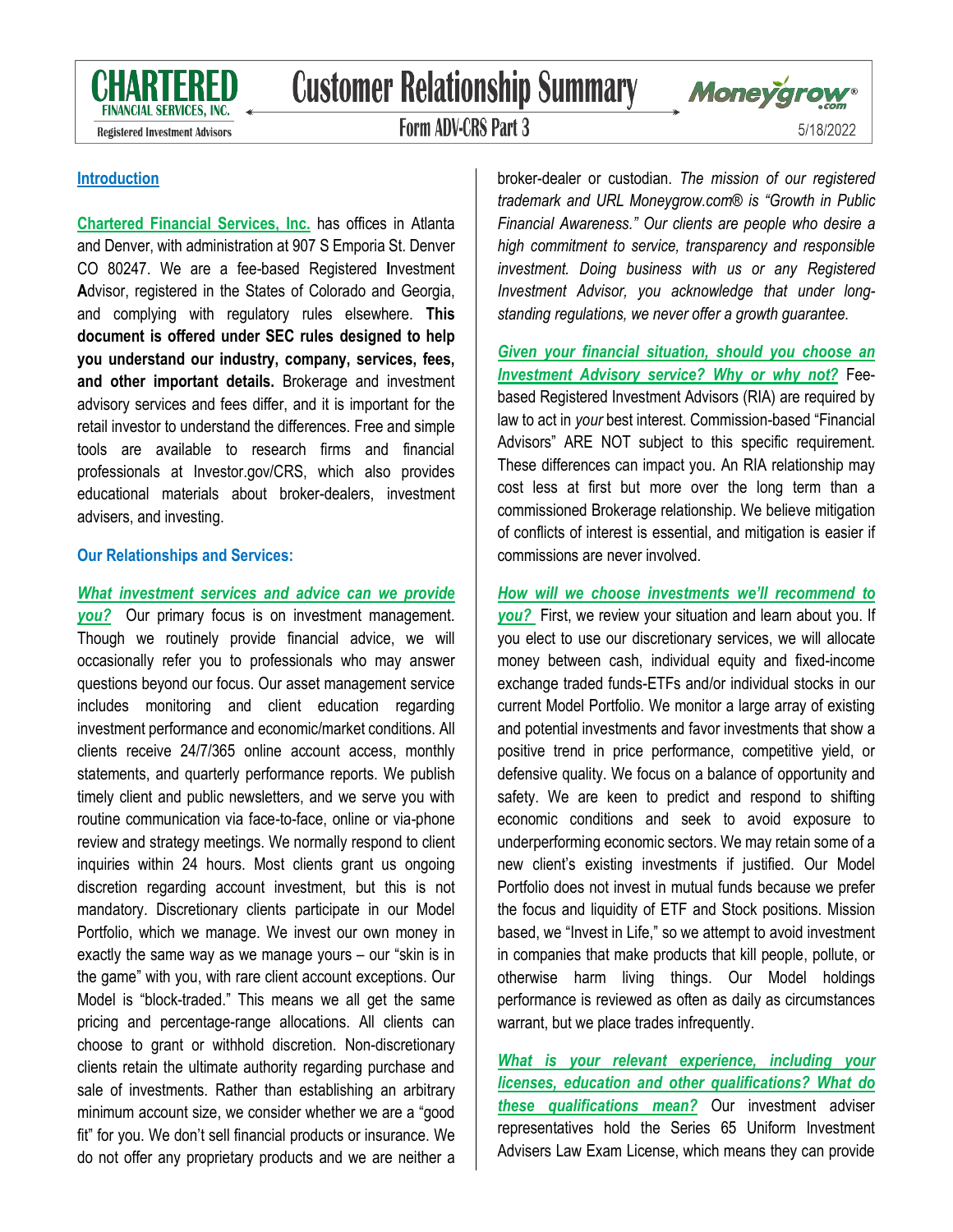# Customer Relationship Summary

## Form ADV-CRS Part 3

CHARTERED FINANCIAL SERVICES, INC. Registered Investment Advisors

Moneygrow.com®

5/18/2022

### Introduction

**Chartered Financial Services, Inc.** has offices in Atlanta and Denver, with administration at 907 S Emporia St. Denver CO 80247. We are a fee-based Registered **I**nvestment **A**dvisor, registered in the States of Colorado and Georgia, and complying with regulatory rules elsewhere. **This document is offered under SEC rules designed to help you understand our industry, company, services, fees, and other important details.** Brokerage and investment advisory services and fees differ, and it is important for the retail investor to understand the differences. Free and simple tools are available to research firms and financial professionals at Investor.gov/CRS, which also provides educational materials about broker-dealers, investment advisers, and investing.

### Our Relationships and Services:

***What investment services and advice can we provide you?*** Our primary focus is on investment management. Though we routinely provide financial advice, we will occasionally refer you to professionals who may answer questions beyond our focus. Our asset management service includes monitoring and client education regarding investment performance and economic/market conditions. All clients receive 24/7/365 online account access, monthly statements, and quarterly performance reports. We publish timely client and public newsletters, and we serve you with routine communication via face-to-face, online or via-phone review and strategy meetings. We normally respond to client inquiries within 24 hours. Most clients grant us ongoing discretion regarding account investment, but this is not mandatory. Discretionary clients participate in our Model Portfolio, which we manage. We invest our own money in exactly the same way as we manage yours – our "skin is in the game" with you, with rare client account exceptions. Our Model is "block-traded." This means we all get the same pricing and percentage-range allocations. All clients can choose to grant or withhold discretion. Non-discretionary clients retain the ultimate authority regarding purchase and sale of investments. Rather than establishing an arbitrary minimum account size, we consider whether we are a "good fit" for you. We don't sell financial products or insurance. We do not offer any proprietary products and we are neither a broker-dealer or custodian. *The mission of our registered trademark and URL Moneygrow.com® is "Growth in Public Financial Awareness." Our clients are people who desire a high commitment to service, transparency and responsible investment. Doing business with us or any Registered Investment Advisor, you acknowledge that under long-standing regulations, we never offer a growth guarantee.*

***Given your financial situation, should you choose an Investment Advisory service? Why or why not?*** Fee-based Registered Investment Advisors (RIA) are required by law to act in *your* best interest. Commission-based "Financial Advisors" ARE NOT subject to this specific requirement. These differences can impact you. An RIA relationship may cost less at first but more over the long term than a commissioned Brokerage relationship. We believe mitigation of conflicts of interest is essential, and mitigation is easier if commissions are never involved.

***How will we choose investments we'll recommend to you?*** First, we review your situation and learn about you. If you elect to use our discretionary services, we will allocate money between cash, individual equity and fixed-income exchange traded funds-ETFs and/or individual stocks in our current Model Portfolio. We monitor a large array of existing and potential investments and favor investments that show a positive trend in price performance, competitive yield, or defensive quality. We focus on a balance of opportunity and safety. We are keen to predict and respond to shifting economic conditions and seek to avoid exposure to underperforming economic sectors. We may retain some of a new client's existing investments if justified. Our Model Portfolio does not invest in mutual funds because we prefer the focus and liquidity of ETF and Stock positions. Mission based, we "Invest in Life," so we attempt to avoid investment in companies that make products that kill people, pollute, or otherwise harm living things. Our Model holdings performance is reviewed as often as daily as circumstances warrant, but we place trades infrequently.

***What is your relevant experience, including your licenses, education and other qualifications? What do these qualifications mean?*** Our investment adviser representatives hold the Series 65 Uniform Investment Advisers Law Exam License, which means they can provide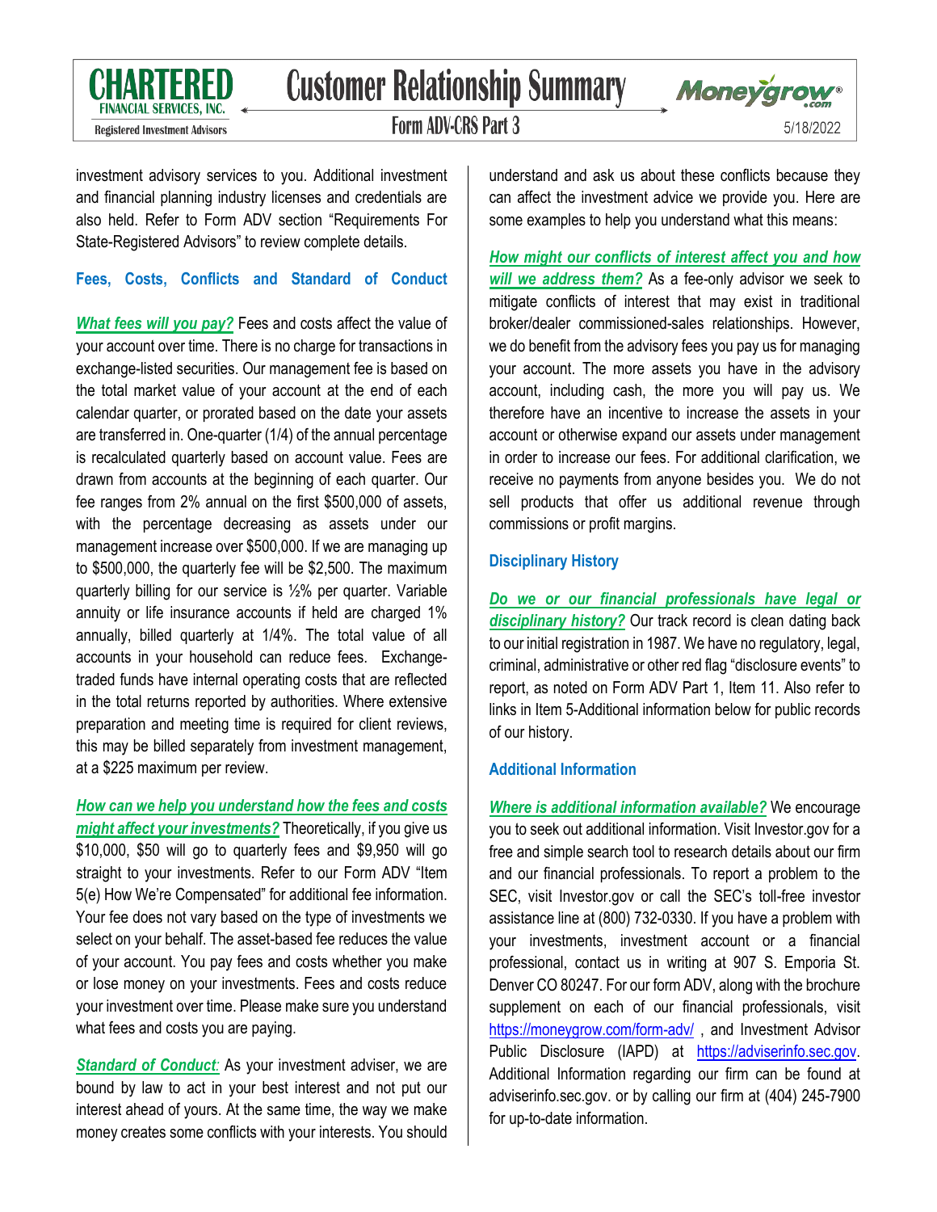investment advisory services to you. Additional investment and financial planning industry licenses and credentials are also held. Refer to Form ADV section "Requirements For State-Registered Advisors" to review complete details.

## Fees, Costs, Conflicts and Standard of Conduct

***What fees will you pay?*** Fees and costs affect the value of your account over time. There is no charge for transactions in exchange-listed securities. Our management fee is based on the total market value of your account at the end of each calendar quarter, or prorated based on the date your assets are transferred in. One-quarter (1/4) of the annual percentage is recalculated quarterly based on account value. Fees are drawn from accounts at the beginning of each quarter. Our fee ranges from 2% annual on the first $500,000 of assets, with the percentage decreasing as assets under our management increase over $500,000. If we are managing up to $500,000, the quarterly fee will be $2,500. The maximum quarterly billing for our service is ½% per quarter. Variable annuity or life insurance accounts if held are charged 1% annually, billed quarterly at 1/4%. The total value of all accounts in your household can reduce fees. Exchange-traded funds have internal operating costs that are reflected in the total returns reported by authorities. Where extensive preparation and meeting time is required for client reviews, this may be billed separately from investment management, at a $225 maximum per review.

***How can we help you understand how the fees and costs might affect your investments?*** Theoretically, if you give us $10,000, $50 will go to quarterly fees and $9,950 will go straight to your investments. Refer to our Form ADV "Item 5(e) How We're Compensated" for additional fee information. Your fee does not vary based on the type of investments we select on your behalf. The asset-based fee reduces the value of your account. You pay fees and costs whether you make or lose money on your investments. Fees and costs reduce your investment over time. Please make sure you understand what fees and costs you are paying.

***Standard of Conduct:*** As your investment adviser, we are bound by law to act in your best interest and not put our interest ahead of yours. At the same time, the way we make money creates some conflicts with your interests. You should understand and ask us about these conflicts because they can affect the investment advice we provide you. Here are some examples to help you understand what this means:

***How might our conflicts of interest affect you and how will we address them?*** As a fee-only advisor we seek to mitigate conflicts of interest that may exist in traditional broker/dealer commissioned-sales relationships. However, we do benefit from the advisory fees you pay us for managing your account. The more assets you have in the advisory account, including cash, the more you will pay us. We therefore have an incentive to increase the assets in your account or otherwise expand our assets under management in order to increase our fees. For additional clarification, we receive no payments from anyone besides you. We do not sell products that offer us additional revenue through commissions or profit margins.

## Disciplinary History

***Do we or our financial professionals have legal or disciplinary history?*** Our track record is clean dating back to our initial registration in 1987. We have no regulatory, legal, criminal, administrative or other red flag "disclosure events" to report, as noted on Form ADV Part 1, Item 11. Also refer to links in Item 5-Additional information below for public records of our history.

## Additional Information

***Where is additional information available?*** We encourage you to seek out additional information. Visit Investor.gov for a free and simple search tool to research details about our firm and our financial professionals. To report a problem to the SEC, visit Investor.gov or call the SEC's toll-free investor assistance line at (800) 732-0330. If you have a problem with your investments, investment account or a financial professional, contact us in writing at 907 S. Emporia St. Denver CO 80247. For our form ADV, along with the brochure supplement on each of our financial professionals, visit https://moneygrow.com/form-adv/ , and Investment Advisor Public Disclosure (IAPD) at https://adviserinfo.sec.gov. Additional Information regarding our firm can be found at adviserinfo.sec.gov. or by calling our firm at (404) 245-7900 for up-to-date information.